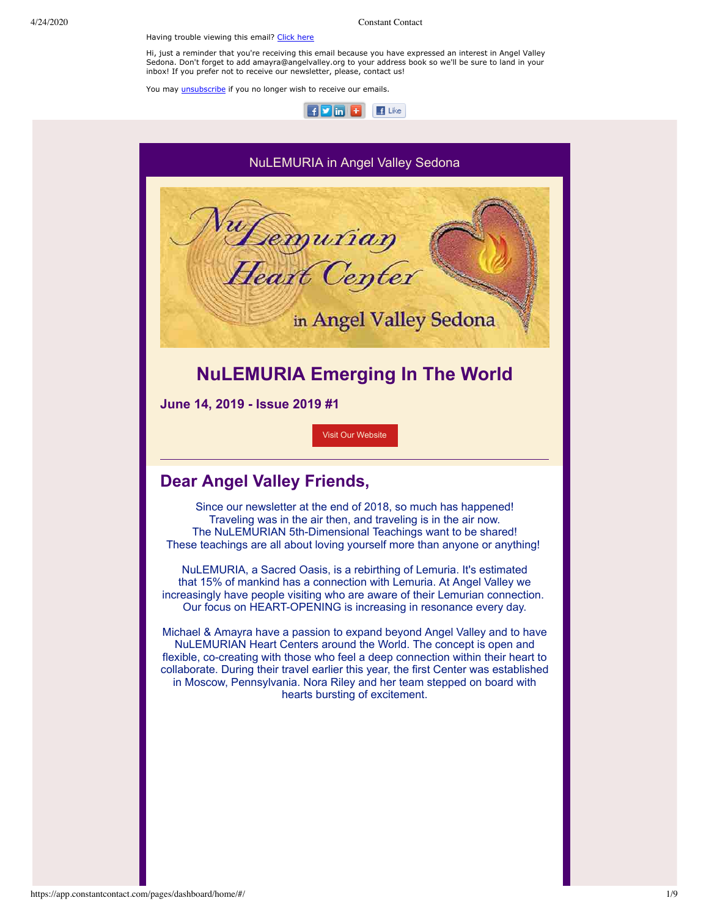Having trouble viewing this email? Click here

Hi, just a reminder that you're receiving this email because you have expressed an interest in Angel Valley Sedona. Don't forget to add amayra@angelvalley.org to your address book so we'll be sure to land in your inbox! If you prefer not to receive our newsletter, please, contact us!

You may unsubscribe if you no longer wish to receive our emails.

NuLEMURIA in Angel Valley Sedona

# NuLEMURIA Emerging In The World

### June 14, 2019 - Issue 2019 #1

Visit Our Website

---

## Dear Angel Valley Friends,

Since our newsletter at the end of 2018, so much has happened!
Traveling was in the air then, and traveling is in the air now.
The NuLEMURIAN 5th-Dimensional Teachings is want to be shared!
These teachings are all about loving yourself more than anyone or anything!

NuLEMURIA, a Sacred Oasis, is a rebirthing of Lemuria. It's estimated that 15% of mankind has a connection with Lemuria. At Angel Valley we increasingly have people visiting who are aware of their Lemurian connection. Our focus on HEART-OPENING is increasing in resonance every day.

Michael & Amayra have a passion to expand beyond Angel Valley and to have NuLEMURIAN Heart Centers around the World. The concept is open and flexible, co-creating with those who feel a deep connection within their heart to collaborate. During their travel earlier this year, the first Center was established in Moscow, Pennsylvania. Nora Riley and her team stepped on board with hearts bursting of excitement.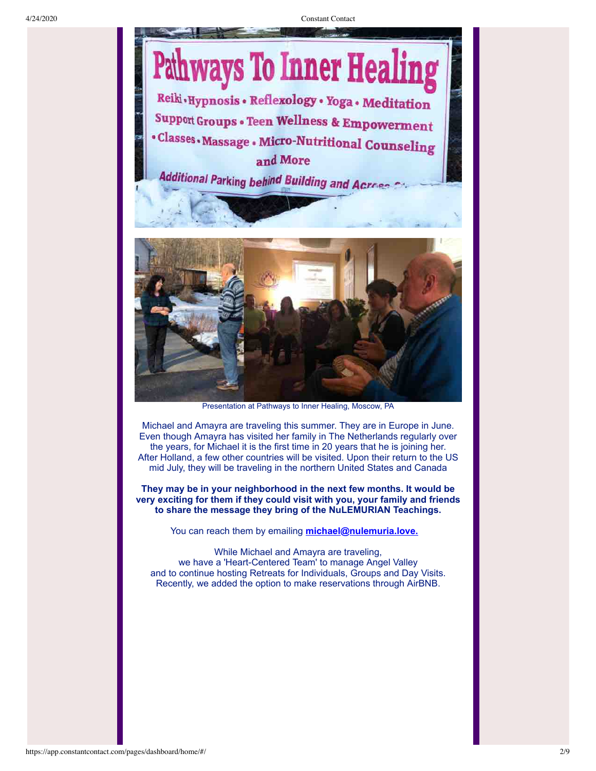Presentation at Pathways to Inner Healing, Moscow, PA

Michael and Amayra are traveling this summer. They are in Europe in June. Even though Amayra has visited her family in The Netherlands regularly over the years, for Michael it is the first time in 20 years that he is joining her. After Holland, a few other countries will be visited. Upon their return to the US mid July, they will be traveling in the northern United States and Canada

**They may be in your neighborhood in the next few months. It would be very exciting for them if they could visit with you, your family and friends to share the message they bring of the NuLEMURIAN Teachings.**

You can reach them by emailing **michael@nulemuria.love.**

While Michael and Amayra are traveling,
we have a 'Heart-Centered Team' to manage Angel Valley
and to continue hosting Retreats for Individuals, Groups and Day Visits.
Recently, we added the option to make reservations through AirBNB.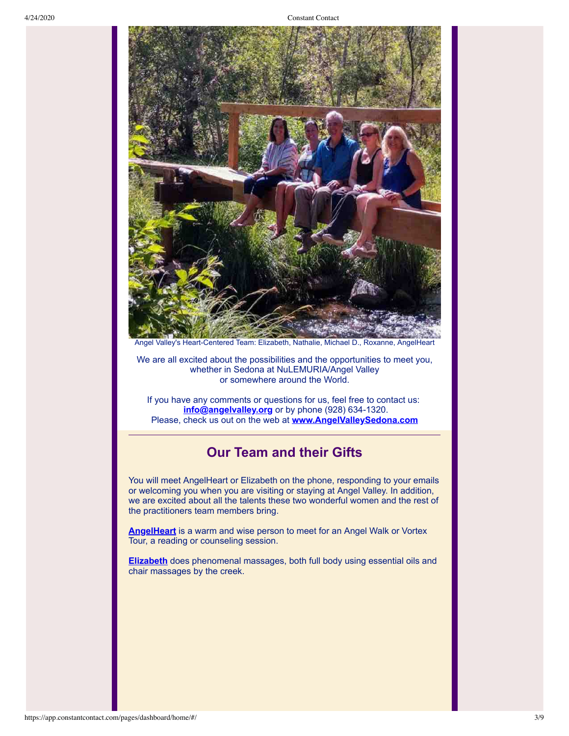Angel Valley's Heart-Centered Team: Elizabeth, Nathalie, Michael D., Roxanne, AngelHeart

We are all excited about the possibilities and the opportunities to meet you, whether in Sedona at NuLEMURIA/Angel Valley or somewhere around the World.

If you have any comments or questions for us, feel free to contact us: **info@angelvalley.org** or by phone (928) 634-1320.
Please, check us out on the web at **www.AngelValleySedona.com**

---

## Our Team and their Gifts

You will meet AngelHeart or Elizabeth on the phone, responding to your emails or welcoming you when you are visiting or staying at Angel Valley. In addition, we are excited about all the talents these two wonderful women and the rest of the practitioners team members bring.

**AngelHeart** is a warm and wise person to meet for an Angel Walk or Vortex Tour, a reading or counseling session.

**Elizabeth** does phenomenal massages, both full body using essential oils and chair massages by the creek.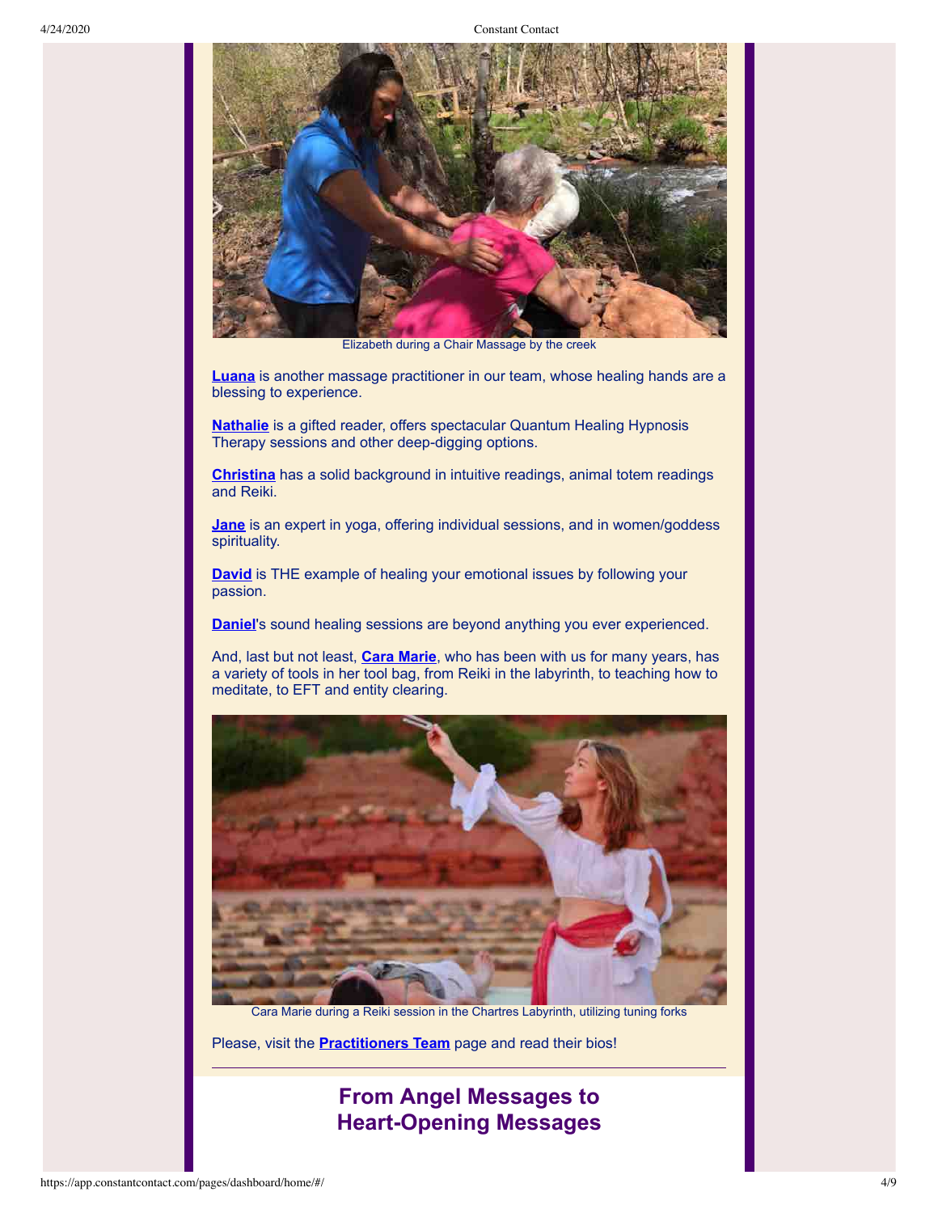Elizabeth during a Chair Massage by the creek

**Luana** is another massage practitioner in our team, whose healing hands are a blessing to experience.

**Nathalie** is a gifted reader, offers spectacular Quantum Healing Hypnosis Therapy sessions and other deep-digging options.

**Christina** has a solid background in intuitive readings, animal totem readings and Reiki.

**Jane** is an expert in yoga, offering individual sessions, and in women/goddess spirituality.

**David** is THE example of healing your emotional issues by following your passion.

**Daniel**'s sound healing sessions are beyond anything you ever experienced.

And, last but not least, **Cara Marie**, who has been with us for many years, has a variety of tools in her tool bag, from Reiki in the labyrinth, to teaching how to meditate, to EFT and entity clearing.

Cara Marie during a Reiki session in the Chartres Labyrinth, utilizing tuning forks

Please, visit the **Practitioners Team** page and read their bios!

---

## From Angel Messages to Heart-Opening Messages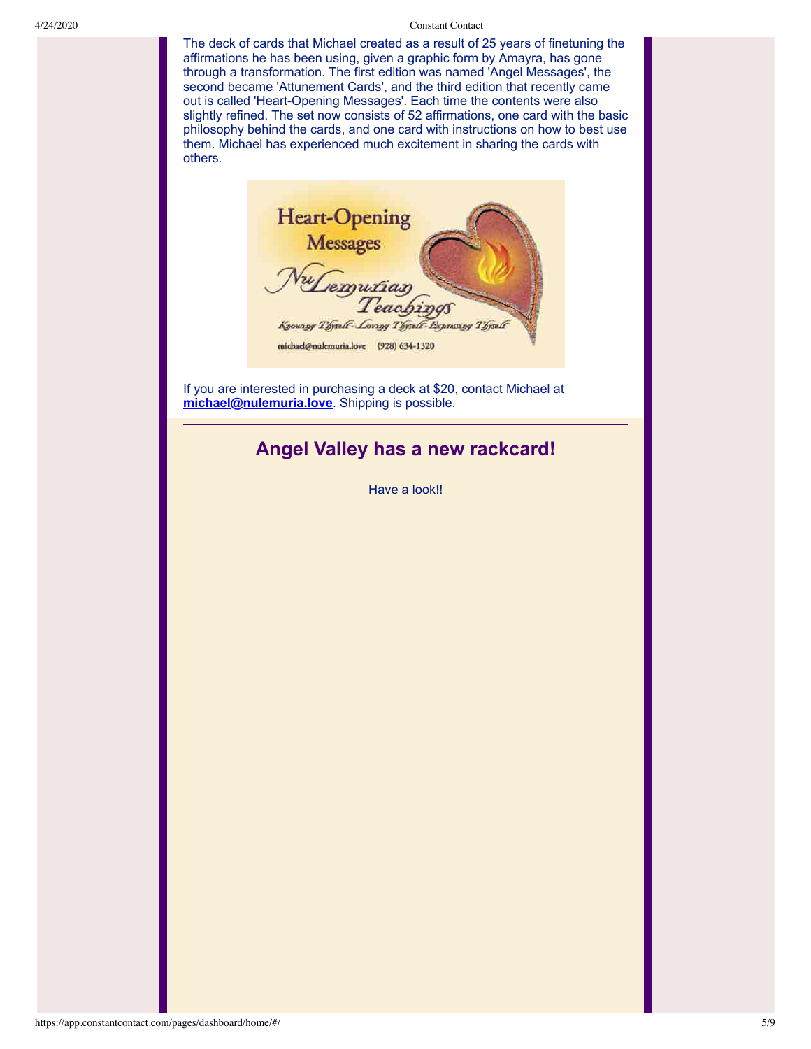The deck of cards that Michael created as a result of 25 years of finetuning the affirmations he has been using, given a graphic form by Amayra, has gone through a transformation. The first edition was named 'Angel Messages', the second became 'Attunement Cards', and the third edition that recently came out is called 'Heart-Opening Messages'. Each time the contents were also slightly refined. The set now consists of 52 affirmations, one card with the basic philosophy behind the cards, and one card with instructions on how to best use them. Michael has experienced much excitement in sharing the cards with others.

Heart-Opening Messages

NuLemurian Teachings

Knowing Thyself - Loving Thyself - Expressing Thyself

michael@nulemuria.love (928) 634-1320

If you are interested in purchasing a deck at $20, contact Michael at **michael@nulemuria.love**. Shipping is possible.

## Angel Valley has a new rackcard!

Have a look!!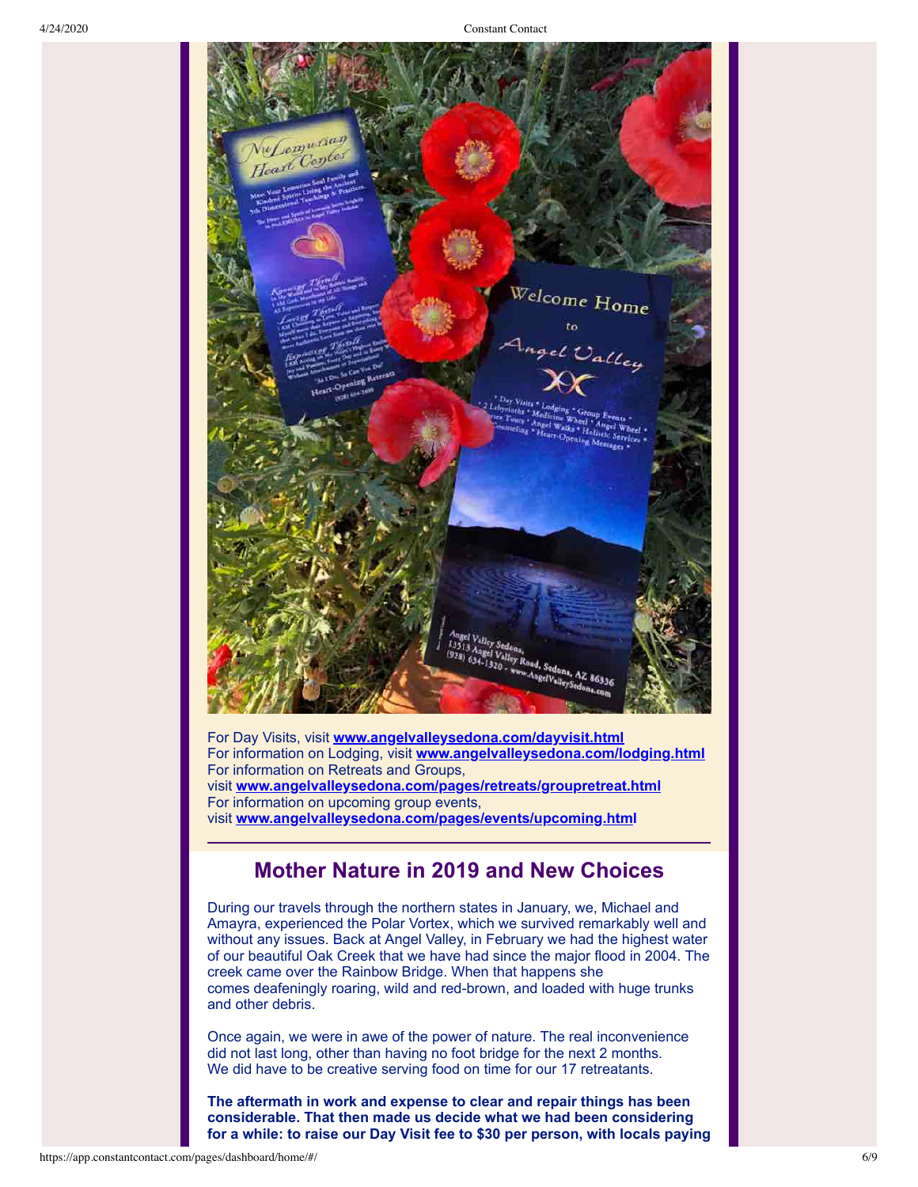For Day Visits, visit **www.angelvalleysedona.com/dayvisit.html**
For information on Lodging, visit **www.angelvalleysedona.com/lodging.html**
For information on Retreats and Groups,
visit **www.angelvalleysedona.com/pages/retreats/groupretreat.html**
For information on upcoming group events,
visit **www.angelvalleysedona.com/pages/events/upcoming.html**

---

## Mother Nature in 2019 and New Choices

During our travels through the northern states in January, we, Michael and Amayra, experienced the Polar Vortex, which we survived remarkably well and without any issues. Back at Angel Valley, in February we had the highest water of our beautiful Oak Creek that we have had since the major flood in 2004. The creek came over the Rainbow Bridge. When that happens she comes deafeningly roaring, wild and red-brown, and loaded with huge trunks and other debris.

Once again, we were in awe of the power of nature. The real inconvenience did not last long, other than having no foot bridge for the next 2 months. We did have to be creative serving food on time for our 17 retreatants.

**The aftermath in work and expense to clear and repair things has been considerable. That then made us decide what we had been considering for a while: to raise our Day Visit fee to $30 per person, with locals paying**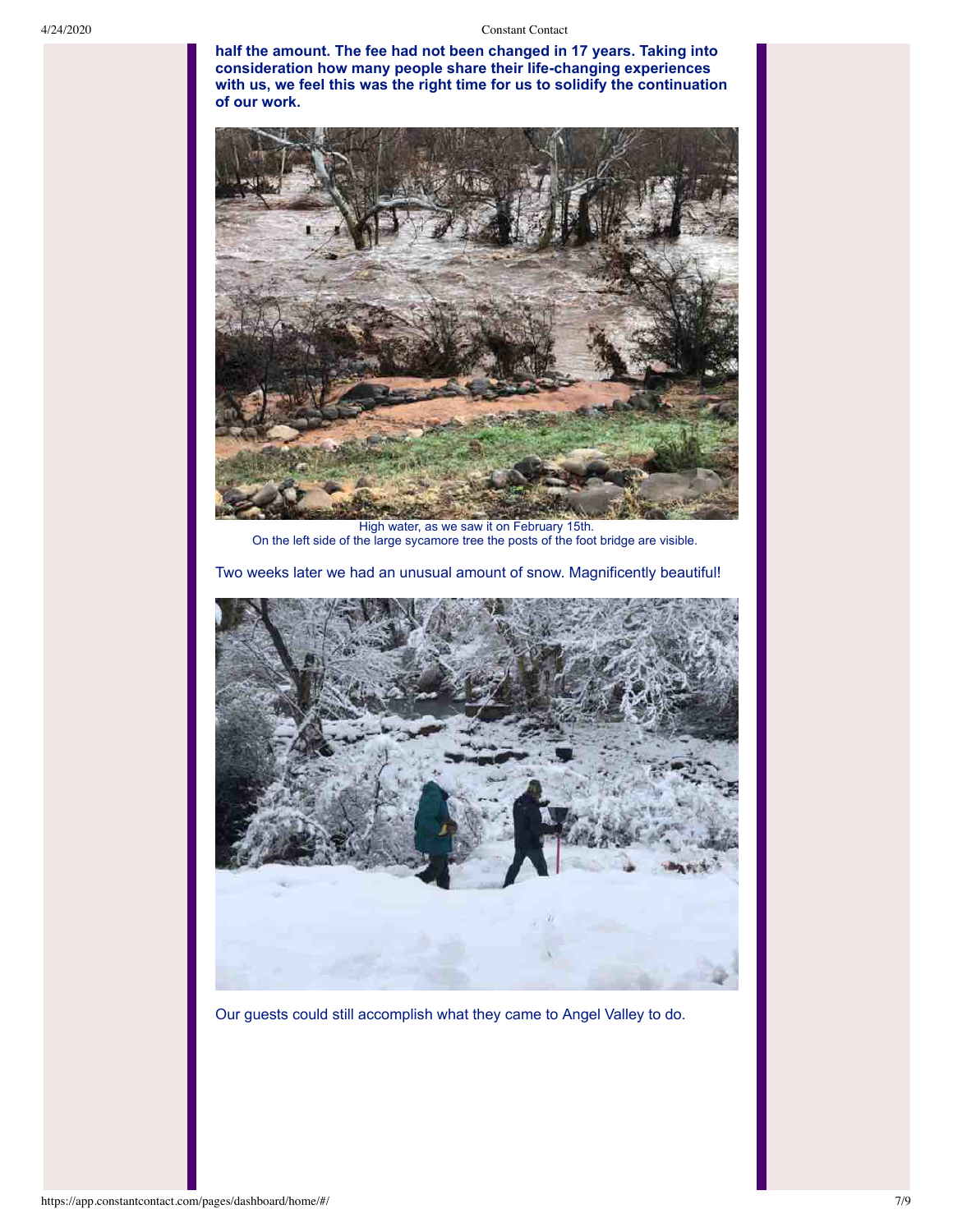**half the amount. The fee had not been changed in 17 years. Taking into consideration how many people share their life-changing experiences with us, we feel this was the right time for us to solidify the continuation of our work.**

High water, as we saw it on February 15th.
On the left side of the large sycamore tree the posts of the foot bridge are visible.

Two weeks later we had an unusual amount of snow. Magnificently beautiful!

Our guests could still accomplish what they came to Angel Valley to do.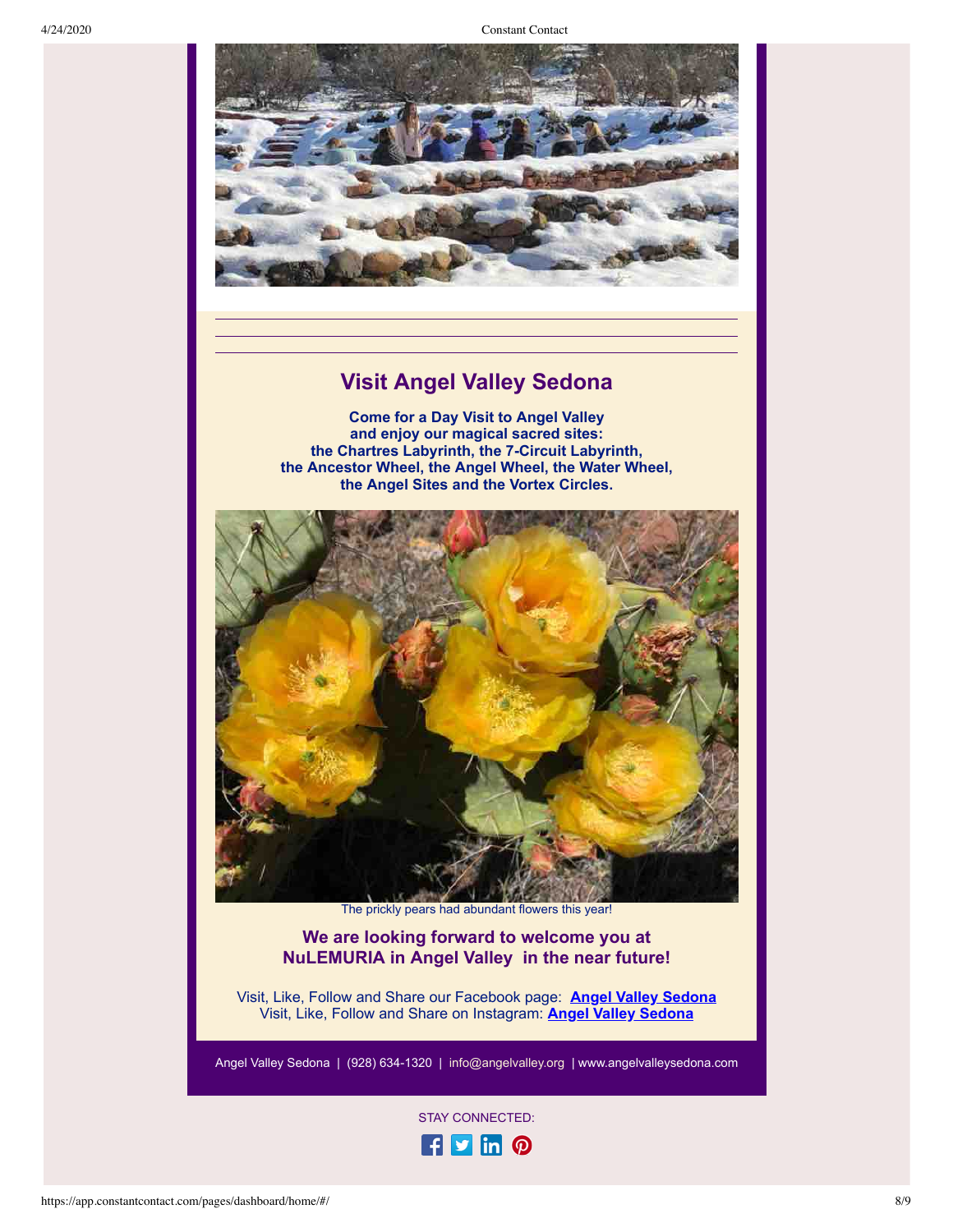## Visit Angel Valley Sedona

**Come for a Day Visit to Angel Valley and enjoy our magical sacred sites: the Chartres Labyrinth, the 7-Circuit Labyrinth, the Ancestor Wheel, the Angel Wheel, the Water Wheel, the Angel Sites and the Vortex Circles.**

The prickly pears had abundant flowers this year!

**We are looking forward to welcome you at NuLEMURIA in Angel Valley in the near future!**

Visit, Like, Follow and Share our Facebook page: **Angel Valley Sedona**
Visit, Like, Follow and Share on Instagram: **Angel Valley Sedona**

Angel Valley Sedona | (928) 634-1320 | info@angelvalley.org | www.angelvalleysedona.com

STAY CONNECTED: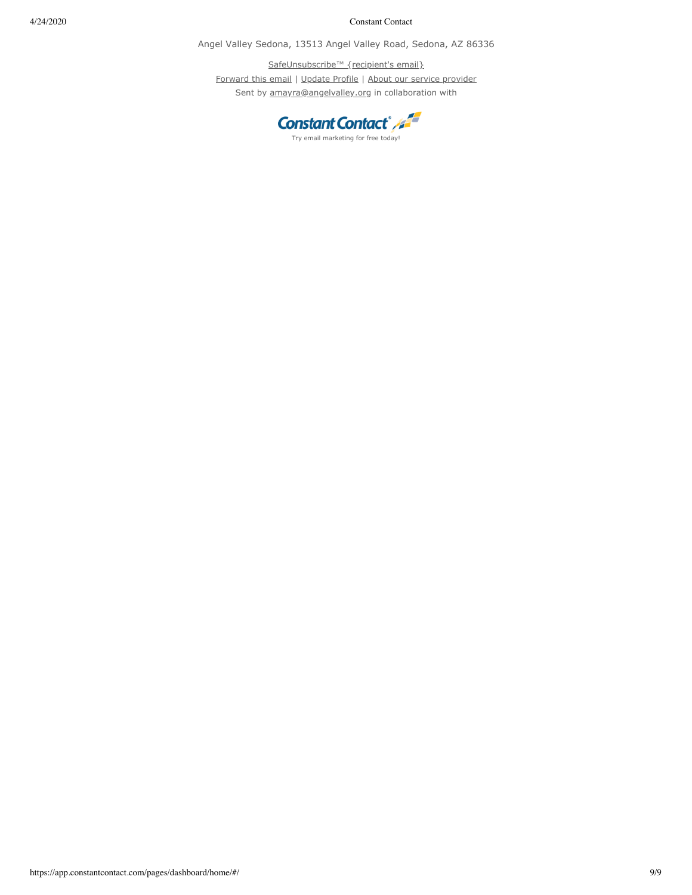Angel Valley Sedona, 13513 Angel Valley Road, Sedona, AZ 86336

SafeUnsubscribe™ {recipient's email}

Forward this email | Update Profile | About our service provider

Sent by amayra@angelvalley.org in collaboration with

Constant Contact

Try email marketing for free today!